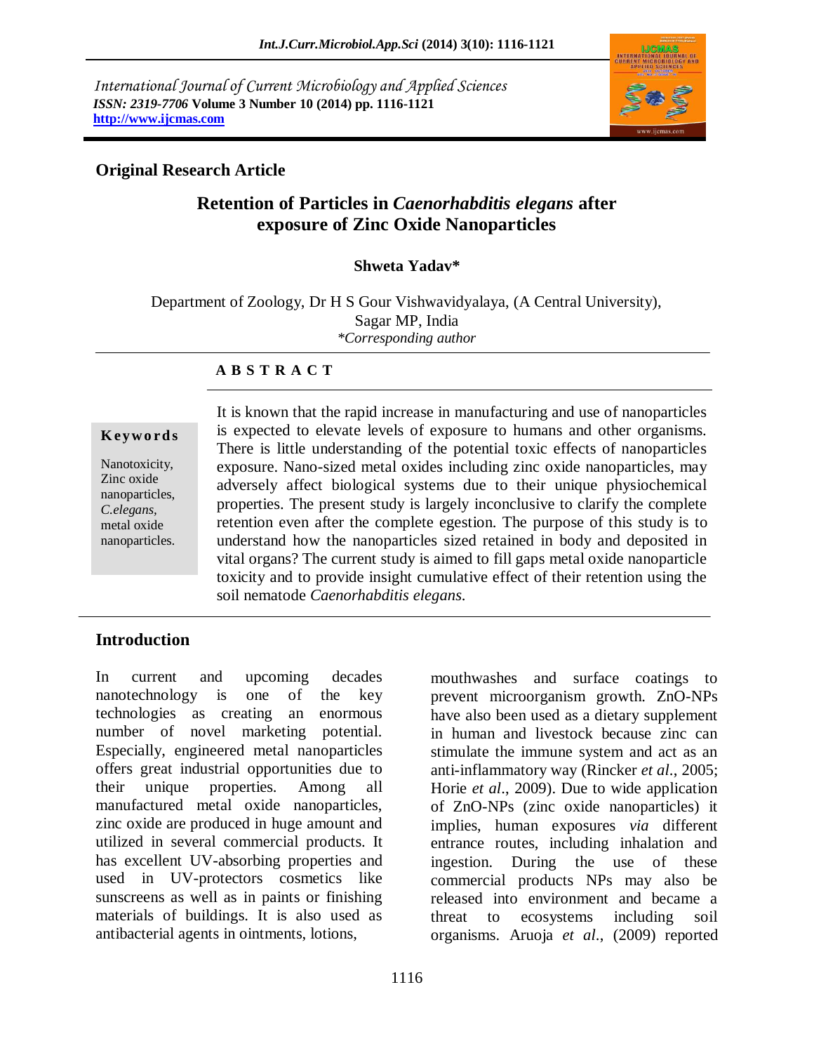International Journal of Current Microbiology and Applied Sciences
*ISSN: 2319-7706* **Volume 3 Number 10 (2014) pp. 1116-1121**
**http://www.ijcmas.com**

**Original Research Article**

# Retention of Particles in *Caenorhabditis elegans* after exposure of Zinc Oxide Nanoparticles

**Shweta Yadav***

Department of Zoology, Dr H S Gour Vishwavidyalaya, (A Central University), Sagar MP, India

*\*Corresponding author*

## ABSTRACT

**Keywords**

Nanotoxicity, Zinc oxide nanoparticles, *C.elegans*, metal oxide nanoparticles.

It is known that the rapid increase in manufacturing and use of nanoparticles is expected to elevate levels of exposure to humans and other organisms. There is little understanding of the potential toxic effects of nanoparticles exposure. Nano-sized metal oxides including zinc oxide nanoparticles, may adversely affect biological systems due to their unique physiochemical properties. The present study is largely inconclusive to clarify the complete retention even after the complete egestion. The purpose of this study is to understand how the nanoparticles sized retained in body and deposited in vital organs? The current study is aimed to fill gaps metal oxide nanoparticle toxicity and to provide insight cumulative effect of their retention using the soil nematode *Caenorhabditis elegans.*

## Introduction

In current and upcoming decades nanotechnology is one of the key technologies as creating an enormous number of novel marketing potential. Especially, engineered metal nanoparticles offers great industrial opportunities due to their unique properties. Among all manufactured metal oxide nanoparticles, zinc oxide are produced in huge amount and utilized in several commercial products. It has excellent UV-absorbing properties and used in UV-protectors cosmetics like sunscreens as well as in paints or finishing materials of buildings. It is also used as antibacterial agents in ointments, lotions, mouthwashes and surface coatings to prevent microorganism growth. ZnO-NPs have also been used as a dietary supplement in human and livestock because zinc can stimulate the immune system and act as an anti-inflammatory way (Rincker *et al*., 2005; Horie *et al*., 2009). Due to wide application of ZnO-NPs (zinc oxide nanoparticles) it implies, human exposures *via* different entrance routes, including inhalation and ingestion. During the use of these commercial products NPs may also be released into environment and became a threat to ecosystems including soil organisms. Aruoja *et al*., (2009) reported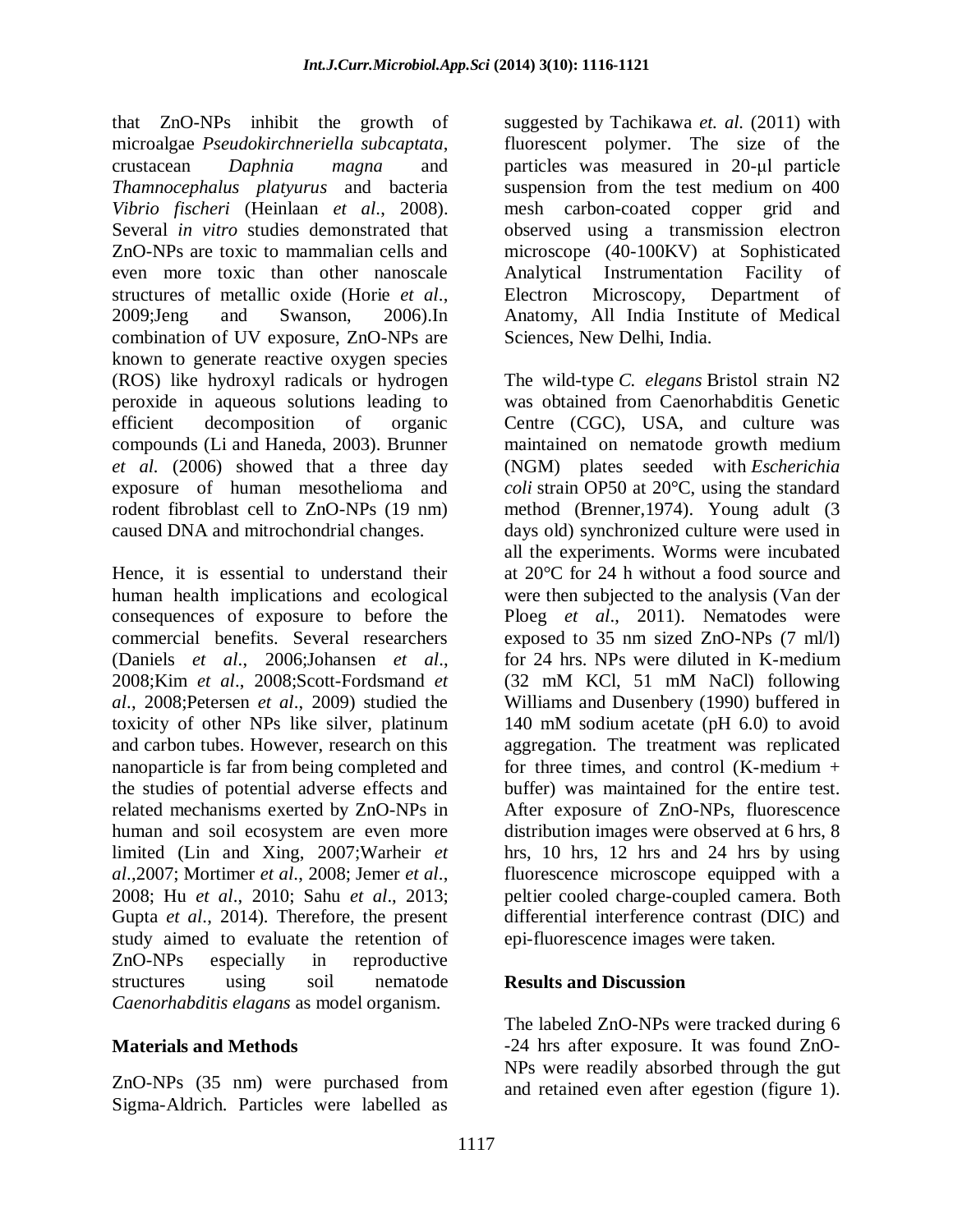that ZnO-NPs inhibit the growth of microalgae *Pseudokirchneriella subcaptata*, crustacean *Daphnia magna* and *Thamnocephalus platyurus* and bacteria *Vibrio fischeri* (Heinlaan *et al*., 2008). Several *in vitro* studies demonstrated that ZnO-NPs are toxic to mammalian cells and even more toxic than other nanoscale structures of metallic oxide (Horie *et al*., 2009;Jeng and Swanson, 2006).In combination of UV exposure, ZnO-NPs are known to generate reactive oxygen species (ROS) like hydroxyl radicals or hydrogen peroxide in aqueous solutions leading to efficient decomposition of organic compounds (Li and Haneda, 2003). Brunner *et al.* (2006) showed that a three day exposure of human mesothelioma and rodent fibroblast cell to ZnO-NPs (19 nm) caused DNA and mitrochondrial changes.

Hence, it is essential to understand their human health implications and ecological consequences of exposure to before the commercial benefits. Several researchers (Daniels *et al*., 2006;Johansen *et al*., 2008;Kim *et al*., 2008;Scott-Fordsmand *et al*., 2008;Petersen *et al*., 2009) studied the toxicity of other NPs like silver, platinum and carbon tubes. However, research on this nanoparticle is far from being completed and the studies of potential adverse effects and related mechanisms exerted by ZnO-NPs in human and soil ecosystem are even more limited (Lin and Xing, 2007;Warheir *et al*.,2007; Mortimer *et al*., 2008; Jemer *et al*., 2008; Hu *et al*., 2010; Sahu *et al*., 2013; Gupta *et al*., 2014). Therefore, the present study aimed to evaluate the retention of ZnO-NPs especially in reproductive structures using soil nematode *Caenorhabditis elagans* as model organism.

## Materials and Methods

ZnO-NPs (35 nm) were purchased from Sigma-Aldrich. Particles were labelled as suggested by Tachikawa *et. al.* (2011) with fluorescent polymer. The size of the particles was measured in 20-μl particle suspension from the test medium on 400 mesh carbon-coated copper grid and observed using a transmission electron microscope (40-100KV) at Sophisticated Analytical Instrumentation Facility of Electron Microscopy, Department of Anatomy, All India Institute of Medical Sciences, New Delhi, India.

The wild-type *C. elegans* Bristol strain N2 was obtained from Caenorhabditis Genetic Centre (CGC), USA, and culture was maintained on nematode growth medium (NGM) plates seeded with *Escherichia coli* strain OP50 at 20°C, using the standard method (Brenner,1974). Young adult (3 days old) synchronized culture were used in all the experiments. Worms were incubated at 20°C for 24 h without a food source and were then subjected to the analysis (Van der Ploeg *et al*., 2011). Nematodes were exposed to 35 nm sized ZnO-NPs (7 ml/l) for 24 hrs. NPs were diluted in K-medium (32 mM KCl, 51 mM NaCl) following Williams and Dusenbery (1990) buffered in 140 mM sodium acetate (pH 6.0) to avoid aggregation. The treatment was replicated for three times, and control (K-medium + buffer) was maintained for the entire test. After exposure of ZnO-NPs, fluorescence distribution images were observed at 6 hrs, 8 hrs, 10 hrs, 12 hrs and 24 hrs by using fluorescence microscope equipped with a peltier cooled charge-coupled camera. Both differential interference contrast (DIC) and epi-fluorescence images were taken.

## Results and Discussion

The labeled ZnO-NPs were tracked during 6 -24 hrs after exposure. It was found ZnO-NPs were readily absorbed through the gut and retained even after egestion (figure 1).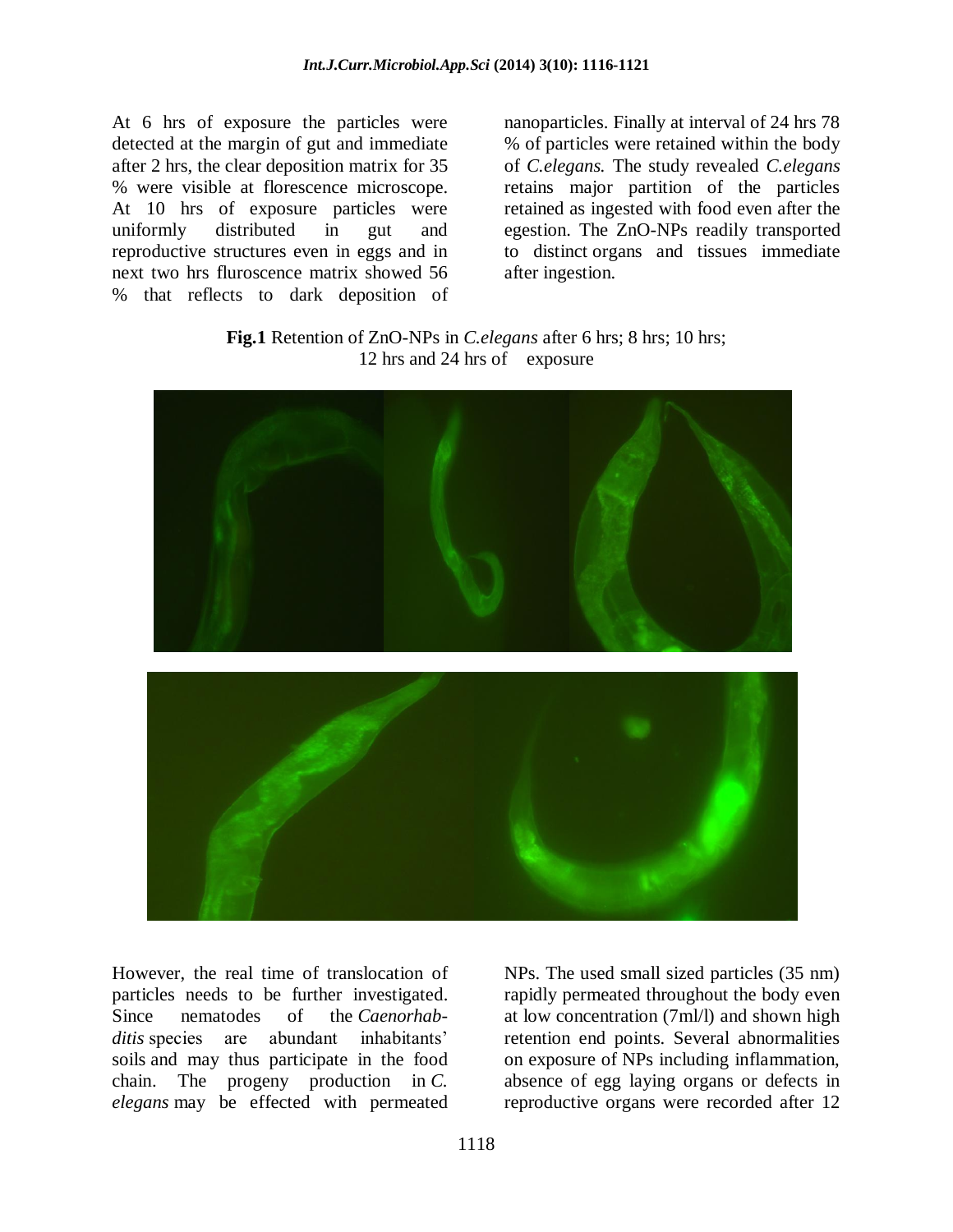At 6 hrs of exposure the particles were detected at the margin of gut and immediate after 2 hrs, the clear deposition matrix for 35 % were visible at florescence microscope. At 10 hrs of exposure particles were uniformly distributed in gut and reproductive structures even in eggs and in next two hrs fluroscence matrix showed 56 % that reflects to dark deposition of nanoparticles. Finally at interval of 24 hrs 78 % of particles were retained within the body of *C.elegans.* The study revealed *C.elegans* retains major partition of the particles retained as ingested with food even after the egestion. The ZnO-NPs readily transported to distinct organs and tissues immediate after ingestion.

**Fig.1** Retention of ZnO-NPs in *C.elegans* after 6 hrs; 8 hrs; 10 hrs; 12 hrs and 24 hrs of exposure

However, the real time of translocation of particles needs to be further investigated. Since nematodes of the *Caenorhabditis* species are abundant inhabitants' soils and may thus participate in the food chain. The progeny production in *C. elegans* may be effected with permeated NPs. The used small sized particles (35 nm) rapidly permeated throughout the body even at low concentration (7ml/l) and shown high retention end points. Several abnormalities on exposure of NPs including inflammation, absence of egg laying organs or defects in reproductive organs were recorded after 12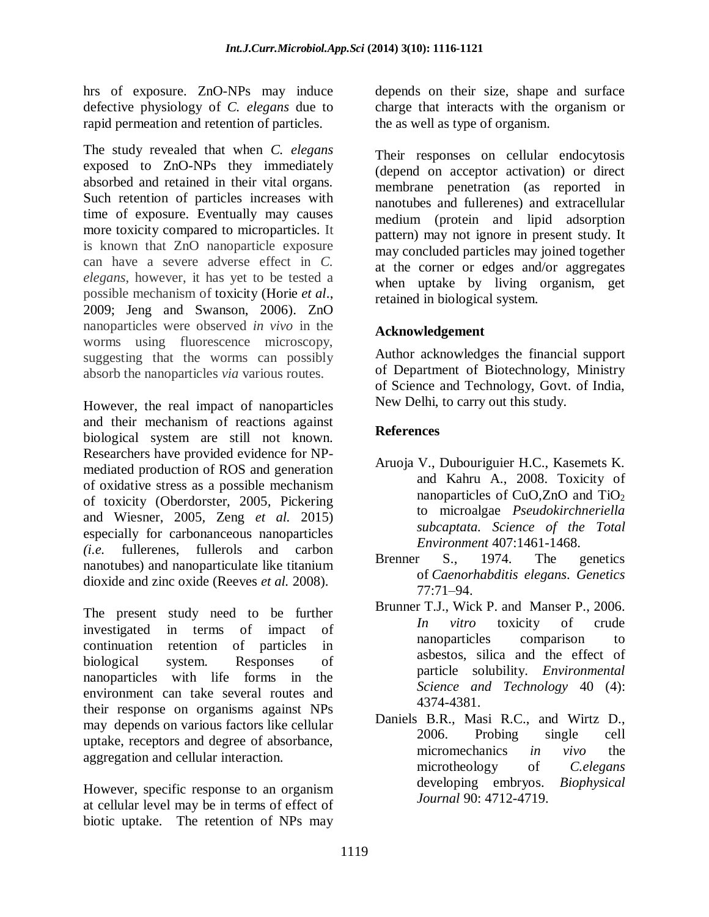hrs of exposure. ZnO-NPs may induce defective physiology of *C. elegans* due to rapid permeation and retention of particles.

The study revealed that when *C. elegans* exposed to ZnO-NPs they immediately absorbed and retained in their vital organs. Such retention of particles increases with time of exposure. Eventually may causes more toxicity compared to microparticles. It is known that ZnO nanoparticle exposure can have a severe adverse effect in *C. elegans*, however, it has yet to be tested a possible mechanism of toxicity (Horie *et al*., 2009; Jeng and Swanson, 2006). ZnO nanoparticles were observed *in vivo* in the worms using fluorescence microscopy, suggesting that the worms can possibly absorb the nanoparticles *via* various routes.

However, the real impact of nanoparticles and their mechanism of reactions against biological system are still not known. Researchers have provided evidence for NP-mediated production of ROS and generation of oxidative stress as a possible mechanism of toxicity (Oberdorster, 2005, Pickering and Wiesner, 2005, Zeng *et al.* 2015) especially for carbonaceous nanoparticles *(i.e.* fullerenes, fullerols and carbon nanotubes) and nanoparticulate like titanium dioxide and zinc oxide (Reeves *et al.* 2008).

The present study need to be further investigated in terms of impact of continuation retention of particles in biological system. Responses of nanoparticles with life forms in the environment can take several routes and their response on organisms against NPs may depends on various factors like cellular uptake, receptors and degree of absorbance, aggregation and cellular interaction.

However, specific response to an organism at cellular level may be in terms of effect of biotic uptake. The retention of NPs may depends on their size, shape and surface charge that interacts with the organism or the as well as type of organism.

Their responses on cellular endocytosis (depend on acceptor activation) or direct membrane penetration (as reported in nanotubes and fullerenes) and extracellular medium (protein and lipid adsorption pattern) may not ignore in present study. It may concluded particles may joined together at the corner or edges and/or aggregates when uptake by living organism, get retained in biological system.

## Acknowledgement

Author acknowledges the financial support of Department of Biotechnology, Ministry of Science and Technology, Govt. of India, New Delhi, to carry out this study.

## References

Aruoja V., Dubouriguier H.C., Kasemets K. and Kahru A., 2008. Toxicity of nanoparticles of CuO,ZnO and $TiO_2$ to microalgae *Pseudokirchneriella subcaptata. Science of the Total Environment* 407:1461-1468.

Brenner S., 1974. The genetics of *Caenorhabditis elegans*. *Genetics* 77:71–94.

Brunner T.J., Wick P. and Manser P., 2006. *In vitro* toxicity of crude nanoparticles comparison to asbestos, silica and the effect of particle solubility. *Environmental Science and Technology* 40 (4): 4374-4381.

Daniels B.R., Masi R.C., and Wirtz D., 2006. Probing single cell micromechanics *in vivo* the microtheology of *C.elegans* developing embryos. *Biophysical Journal* 90: 4712-4719.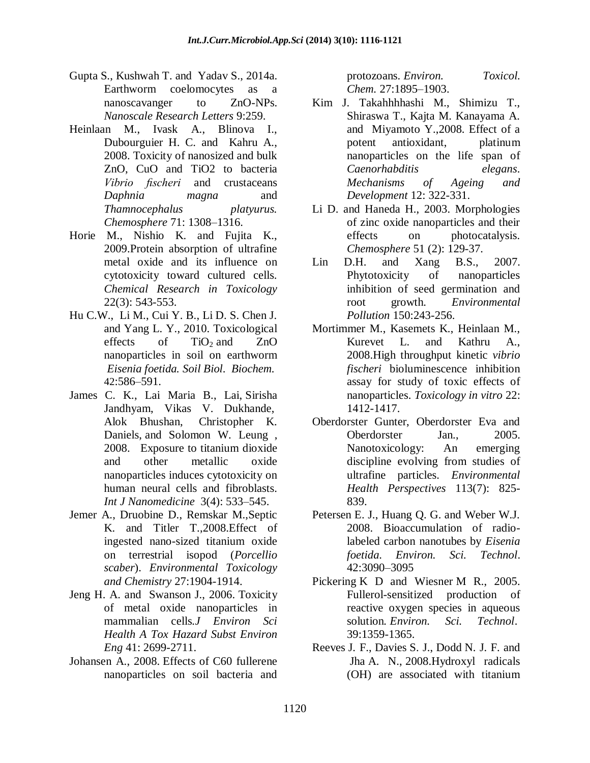Gupta S., Kushwah T. and Yadav S., 2014a. Earthworm coelomocytes as a nanoscavanger to ZnO-NPs. *Nanoscale Research Letters* 9:259.

Heinlaan M., Ivask A., Blinova I., Dubourguier H. C. and Kahru A., 2008. Toxicity of nanosized and bulk ZnO, CuO and TiO2 to bacteria *Vibrio fischeri* and crustaceans *Daphnia magna* and *Thamnocephalus platyurus. Chemosphere* 71: 1308–1316.

Horie M., Nishio K. and Fujita K., 2009.Protein absorption of ultrafine metal oxide and its influence on cytotoxicity toward cultured cells. *Chemical Research in Toxicology* 22(3): 543-553.

Hu C.W., Li M., Cui Y. B., Li D. S. Chen J. and Yang L. Y., 2010. Toxicological effects of $TiO_2$ and ZnO nanoparticles in soil on earthworm *Eisenia foetida. Soil Biol. Biochem.* 42:586–591.

James C. K., Lai Maria B., Lai, Sirisha Jandhyam, Vikas V. Dukhande, Alok Bhushan, Christopher K. Daniels, and Solomon W. Leung , 2008. Exposure to titanium dioxide and other metallic oxide nanoparticles induces cytotoxicity on human neural cells and fibroblasts. *Int J Nanomedicine* 3(4): 533–545.

Jemer A., Druobine D., Remskar M.,Septic K. and Titler T.,2008.Effect of ingested nano-sized titanium oxide on terrestrial isopod (*Porcellio scaber*). *Environmental Toxicology and Chemistry* 27:1904-1914.

Jeng H. A. and Swanson J., 2006. Toxicity of metal oxide nanoparticles in mammalian cells.*J Environ Sci Health A Tox Hazard Subst Environ Eng* 41: 2699-2711.

Johansen A., 2008. Effects of C60 fullerene nanoparticles on soil bacteria and protozoans. *Environ. Toxicol. Chem.* 27:1895–1903.

Kim J. Takahhhhashi M., Shimizu T., Shiraswa T., Kajta M. Kanayama A. and Miyamoto Y.,2008. Effect of a potent antioxidant, platinum nanoparticles on the life span of *Caenorhabditis elegans*. *Mechanisms of Ageing and Development* 12: 322-331.

Li D. and Haneda H., 2003. Morphologies of zinc oxide nanoparticles and their effects on photocatalysis. *Chemosphere* 51 (2): 129-37.

Lin D.H. and Xang B.S., 2007. Phytotoxicity of nanoparticles inhibition of seed germination and root growth. *Environmental Pollution* 150:243-256.

Mortimmer M., Kasemets K., Heinlaan M., Kurevet L. and Kathru A., 2008.High throughput kinetic *vibrio fischeri* bioluminescence inhibition assay for study of toxic effects of nanoparticles. *Toxicology in vitro* 22: 1412-1417.

Oberdorster Gunter, Oberdorster Eva and Oberdorster Jan., 2005. Nanotoxicology: An emerging discipline evolving from studies of ultrafine particles. *Environmental Health Perspectives* 113(7): 825-839.

Petersen E. J., Huang Q. G. and Weber W.J. 2008. Bioaccumulation of radio-labeled carbon nanotubes by *Eisenia foetida. Environ. Sci. Technol*. 42:3090–3095

Pickering K D and Wiesner M R., 2005. Fullerol-sensitized production of reactive oxygen species in aqueous solution. *Environ. Sci. Technol*. 39:1359-1365.

Reeves J. F., Davies S. J., Dodd N. J. F. and Jha A. N., 2008.Hydroxyl radicals (OH) are associated with titanium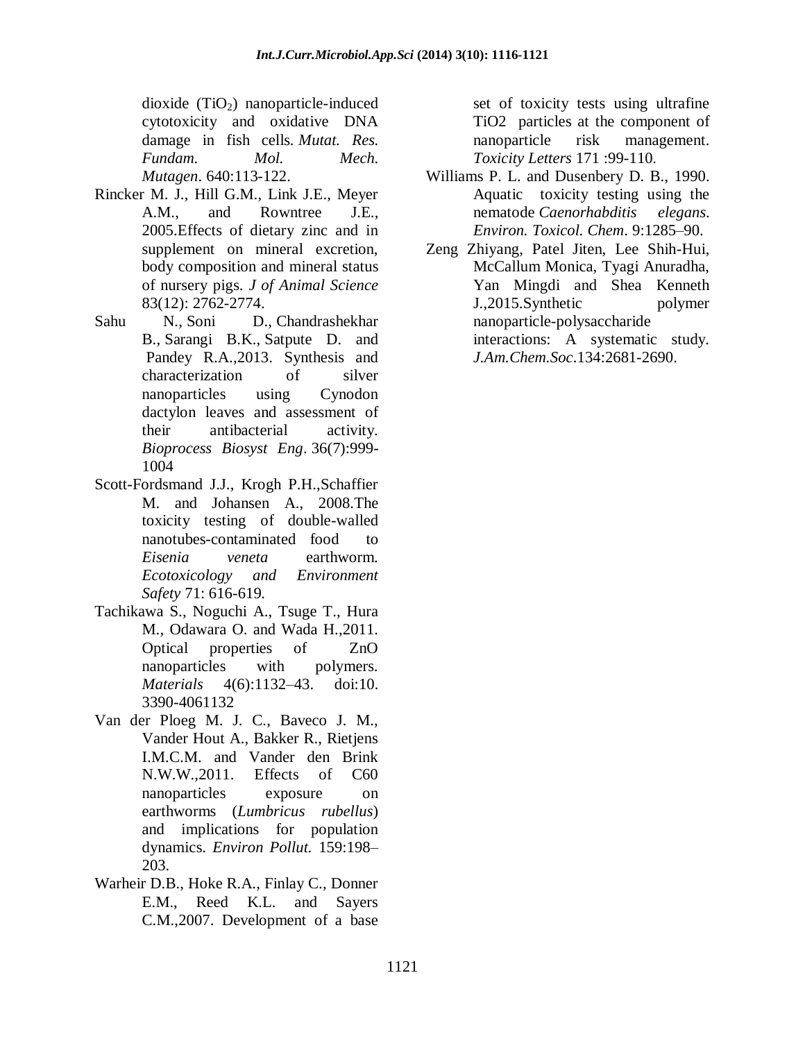dioxide ($TiO_2$) nanoparticle-induced cytotoxicity and oxidative DNA damage in fish cells. *Mutat. Res. Fundam. Mol. Mech. Mutagen*. 640:113-122.

Rincker M. J., Hill G.M., Link J.E., Meyer A.M., and Rowntree J.E., 2005.Effects of dietary zinc and in supplement on mineral excretion, body composition and mineral status of nursery pigs. *J of Animal Science* 83(12): 2762-2774.

Sahu N., Soni D., Chandrashekhar B., Sarangi B.K., Satpute D. and Pandey R.A.,2013. Synthesis and characterization of silver nanoparticles using Cynodon dactylon leaves and assessment of their antibacterial activity. *Bioprocess Biosyst Eng*. 36(7):999-1004

Scott-Fordsmand J.J., Krogh P.H.,Schaffier M. and Johansen A., 2008.The toxicity testing of double-walled nanotubes-contaminated food to *Eisenia veneta* earthworm. *Ecotoxicology and Environment Safety* 71: 616-619.

Tachikawa S., Noguchi A., Tsuge T., Hura M., Odawara O. and Wada H.,2011. Optical properties of ZnO nanoparticles with polymers. *Materials* 4(6):1132–43. doi:10. 3390-4061132

Van der Ploeg M. J. C., Baveco J. M., Vander Hout A., Bakker R., Rietjens I.M.C.M. and Vander den Brink N.W.W.,2011. Effects of C60 nanoparticles exposure on earthworms (*Lumbricus rubellus*) and implications for population dynamics. *Environ Pollut.* 159:198–203.

Warheir D.B., Hoke R.A., Finlay C., Donner E.M., Reed K.L. and Sayers C.M.,2007. Development of a base set of toxicity tests using ultrafine TiO2 particles at the component of nanoparticle risk management. *Toxicity Letters* 171 :99-110.

Williams P. L. and Dusenbery D. B., 1990. Aquatic toxicity testing using the nematode *Caenorhabditis elegans*. *Environ. Toxicol. Chem*. 9:1285–90.

Zeng Zhiyang, Patel Jiten, Lee Shih-Hui, McCallum Monica, Tyagi Anuradha, Yan Mingdi and Shea Kenneth J.,2015.Synthetic polymer nanoparticle-polysaccharide interactions: A systematic study. *J.Am.Chem.Soc*.134:2681-2690.